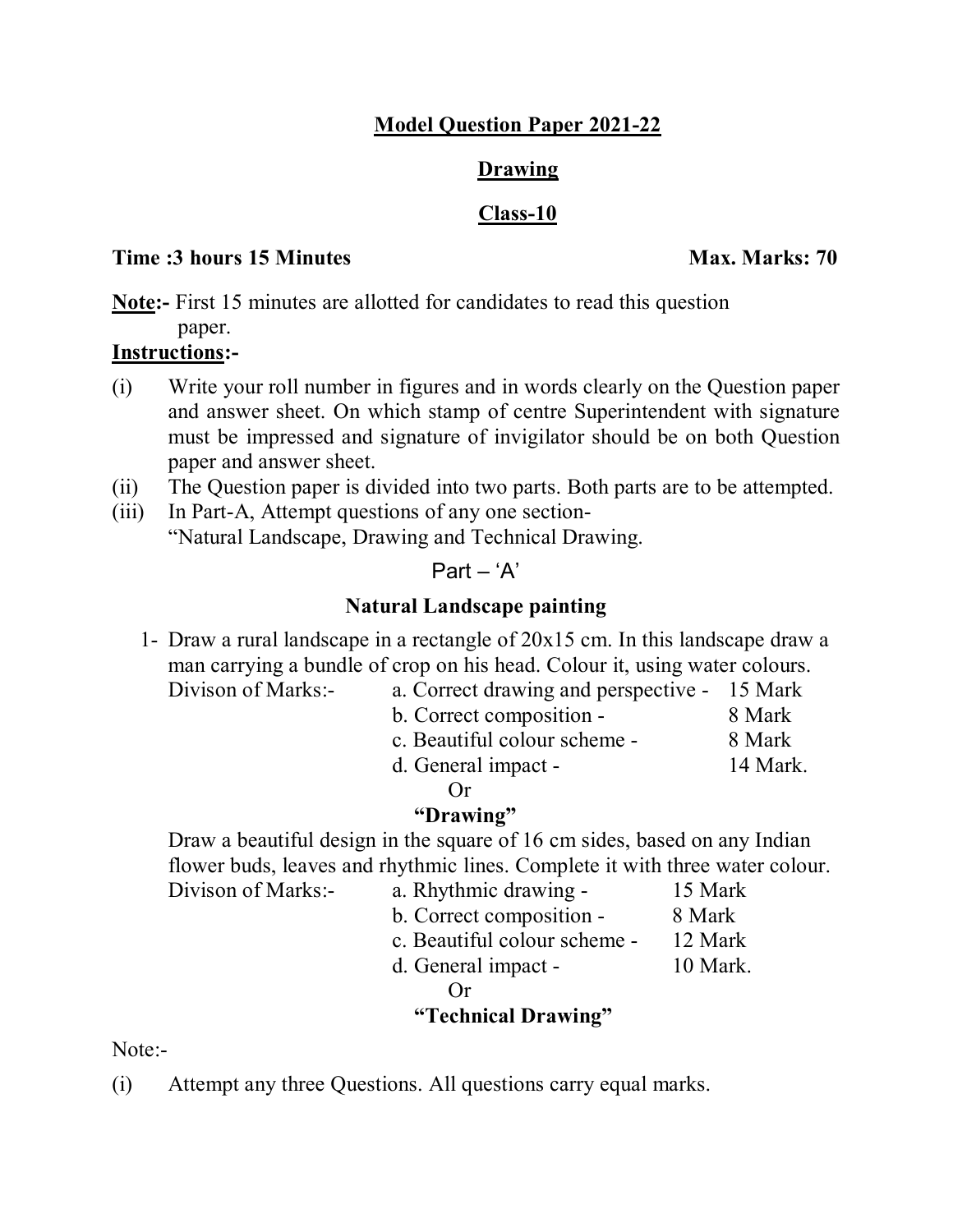# Model Question Paper 2021-22

## Drawing

## Class-10

**Time :3 hours 15 Minutes** **Max. Marks: 70**

**Note:-** First 15 minutes are allotted for candidates to read this question paper.

**Instructions:-**

(i) Write your roll number in figures and in words clearly on the Question paper and answer sheet. On which stamp of centre Superintendent with signature must be impressed and signature of invigilator should be on both Question paper and answer sheet.

(ii) The Question paper is divided into two parts. Both parts are to be attempted.

(iii) In Part-A, Attempt questions of any one section- "Natural Landscape, Drawing and Technical Drawing.

## Part – 'A'

### Natural Landscape painting

1- Draw a rural landscape in a rectangle of 20x15 cm. In this landscape draw a man carrying a bundle of crop on his head. Colour it, using water colours.

Divison of Marks:-
- a. Correct drawing and perspective - 15 Mark
- b. Correct composition - 8 Mark
- c. Beautiful colour scheme - 8 Mark
- d. General impact - 14 Mark.

Or

### "Drawing"

Draw a beautiful design in the square of 16 cm sides, based on any Indian flower buds, leaves and rhythmic lines. Complete it with three water colour.

Divison of Marks:-
- a. Rhythmic drawing - 15 Mark
- b. Correct composition - 8 Mark
- c. Beautiful colour scheme - 12 Mark
- d. General impact - 10 Mark.

Or

### "Technical Drawing"

Note:-

(i) Attempt any three Questions. All questions carry equal marks.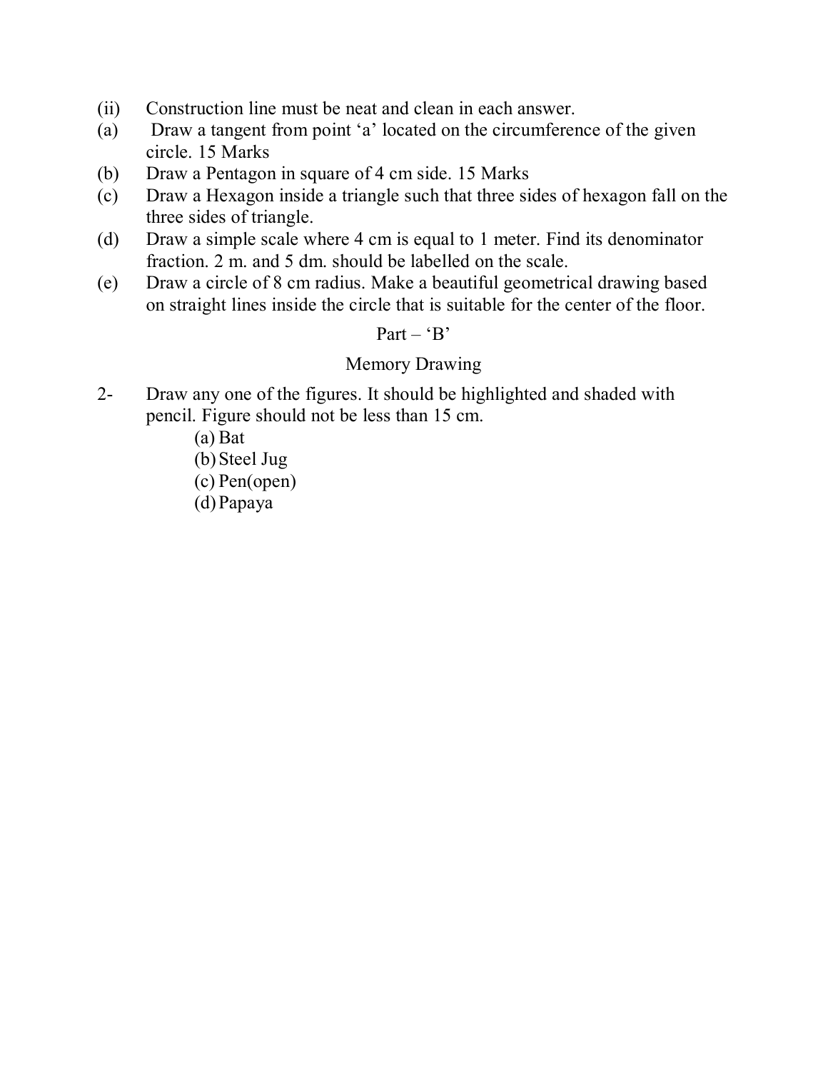(ii) Construction line must be neat and clean in each answer.

(a) Draw a tangent from point 'a' located on the circumference of the given circle. 15 Marks

(b) Draw a Pentagon in square of 4 cm side. 15 Marks

(c) Draw a Hexagon inside a triangle such that three sides of hexagon fall on the three sides of triangle.

(d) Draw a simple scale where 4 cm is equal to 1 meter. Find its denominator fraction. 2 m. and 5 dm. should be labelled on the scale.

(e) Draw a circle of 8 cm radius. Make a beautiful geometrical drawing based on straight lines inside the circle that is suitable for the center of the floor.

## Part – 'B'

## Memory Drawing

2- Draw any one of the figures. It should be highlighted and shaded with pencil. Figure should not be less than 15 cm.

(a) Bat
(b) Steel Jug
(c) Pen(open)
(d) Papaya